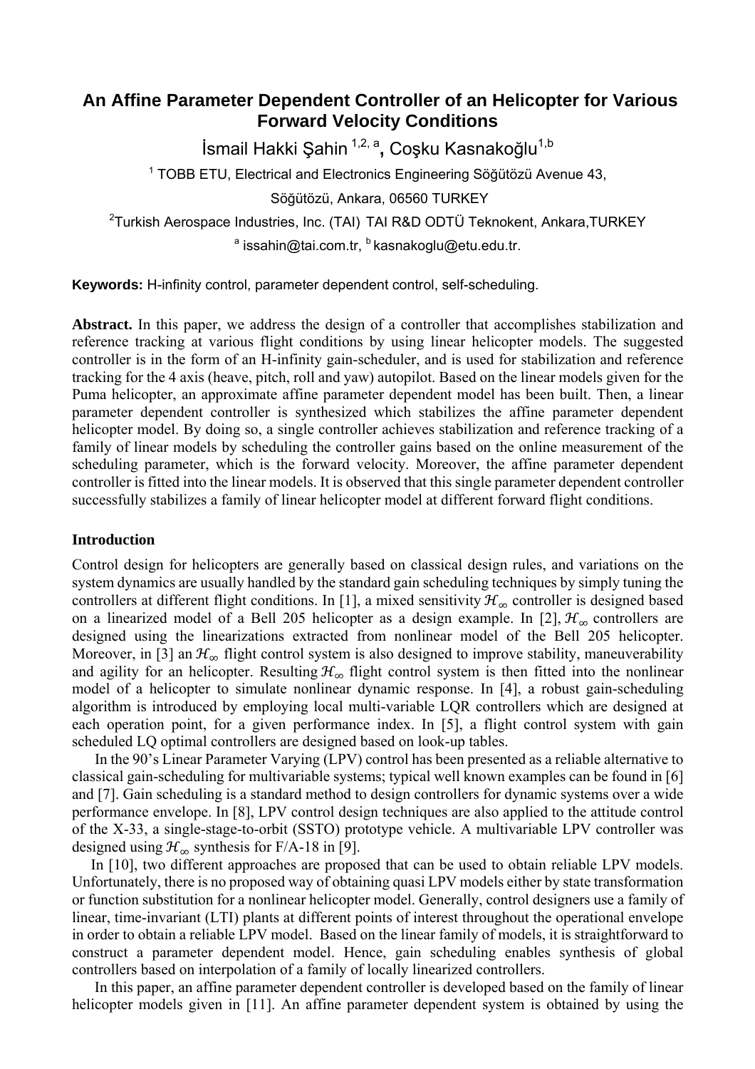# An Affine Parameter Dependent Controller of an Helicopter for Various Forward Velocity Conditions

İsmail Hakki Şahin [1,2, a], Coşku Kasnakoğlu [1,b]

[1] TOBB ETU, Electrical and Electronics Engineering Söğütözü Avenue 43, Söğütözü, Ankara, 06560 TURKEY

[2] Turkish Aerospace Industries, Inc. (TAI) TAI R&D ODTÜ Teknokent, Ankara,TURKEY

[a] issahin@tai.com.tr, [b] kasnakoglu@etu.edu.tr.

**Keywords:** H-infinity control, parameter dependent control, self-scheduling.

**Abstract.** In this paper, we address the design of a controller that accomplishes stabilization and reference tracking at various flight conditions by using linear helicopter models. The suggested controller is in the form of an H-infinity gain-scheduler, and is used for stabilization and reference tracking for the 4 axis (heave, pitch, roll and yaw) autopilot. Based on the linear models given for the Puma helicopter, an approximate affine parameter dependent model has been built. Then, a linear parameter dependent controller is synthesized which stabilizes the affine parameter dependent helicopter model. By doing so, a single controller achieves stabilization and reference tracking of a family of linear models by scheduling the controller gains based on the online measurement of the scheduling parameter, which is the forward velocity. Moreover, the affine parameter dependent controller is fitted into the linear models. It is observed that this single parameter dependent controller successfully stabilizes a family of linear helicopter model at different forward flight conditions.

## Introduction

Control design for helicopters are generally based on classical design rules, and variations on the system dynamics are usually handled by the standard gain scheduling techniques by simply tuning the controllers at different flight conditions. In [1], a mixed sensitivity $\mathcal{H}_\infty$ controller is designed based on a linearized model of a Bell 205 helicopter as a design example. In [2], $\mathcal{H}_\infty$ controllers are designed using the linearizations extracted from nonlinear model of the Bell 205 helicopter. Moreover, in [3] an $\mathcal{H}_\infty$ flight control system is also designed to improve stability, maneuverability and agility for an helicopter. Resulting $\mathcal{H}_\infty$ flight control system is then fitted into the nonlinear model of a helicopter to simulate nonlinear dynamic response. In [4], a robust gain-scheduling algorithm is introduced by employing local multi-variable LQR controllers which are designed at each operation point, for a given performance index. In [5], a flight control system with gain scheduled LQ optimal controllers are designed based on look-up tables.

In the 90's Linear Parameter Varying (LPV) control has been presented as a reliable alternative to classical gain-scheduling for multivariable systems; typical well known examples can be found in [6] and [7]. Gain scheduling is a standard method to design controllers for dynamic systems over a wide performance envelope. In [8], LPV control design techniques are also applied to the attitude control of the X-33, a single-stage-to-orbit (SSTO) prototype vehicle. A multivariable LPV controller was designed using $\mathcal{H}_\infty$ synthesis for F/A-18 in [9].

In [10], two different approaches are proposed that can be used to obtain reliable LPV models. Unfortunately, there is no proposed way of obtaining quasi LPV models either by state transformation or function substitution for a nonlinear helicopter model. Generally, control designers use a family of linear, time-invariant (LTI) plants at different points of interest throughout the operational envelope in order to obtain a reliable LPV model. Based on the linear family of models, it is straightforward to construct a parameter dependent model. Hence, gain scheduling enables synthesis of global controllers based on interpolation of a family of locally linearized controllers.

In this paper, an affine parameter dependent controller is developed based on the family of linear helicopter models given in [11]. An affine parameter dependent system is obtained by using the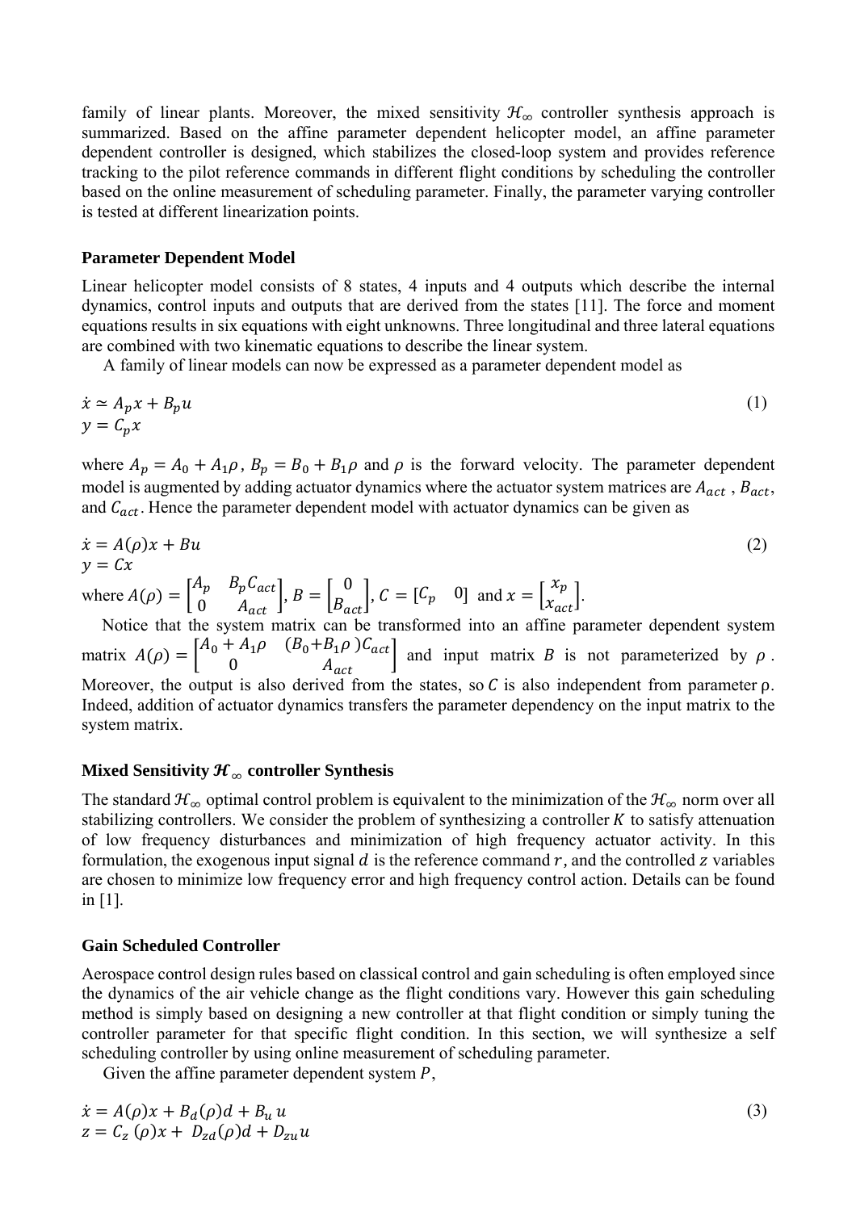family of linear plants. Moreover, the mixed sensitivity $\mathcal{H}_\infty$ controller synthesis approach is summarized. Based on the affine parameter dependent helicopter model, an affine parameter dependent controller is designed, which stabilizes the closed-loop system and provides reference tracking to the pilot reference commands in different flight conditions by scheduling the controller based on the online measurement of scheduling parameter. Finally, the parameter varying controller is tested at different linearization points.

### Parameter Dependent Model

Linear helicopter model consists of 8 states, 4 inputs and 4 outputs which describe the internal dynamics, control inputs and outputs that are derived from the states [11]. The force and moment equations results in six equations with eight unknowns. Three longitudinal and three lateral equations are combined with two kinematic equations to describe the linear system.

A family of linear models can now be expressed as a parameter dependent model as

$$\begin{aligned} \dot{x} &\simeq A_p x + B_p u \\ y &= C_p x \end{aligned} \tag{1}$$

where $A_p = A_0 + A_1\rho$, $B_p = B_0 + B_1\rho$ and $\rho$ is the forward velocity. The parameter dependent model is augmented by adding actuator dynamics where the actuator system matrices are $A_{act}$, $B_{act}$, and $C_{act}$. Hence the parameter dependent model with actuator dynamics can be given as

$$\begin{aligned} \dot{x} &= A(\rho)x + Bu \\ y &= Cx \end{aligned} \tag{2}$$

where $A(\rho) = \begin{bmatrix} A_p & B_p C_{act} \\ 0 & A_{act} \end{bmatrix}$, $B = \begin{bmatrix} 0 \\ B_{act} \end{bmatrix}$, $C = [C_p \quad 0]$ and $x = \begin{bmatrix} x_p \\ x_{act} \end{bmatrix}$.

Notice that the system matrix can be transformed into an affine parameter dependent system matrix $A(\rho) = \begin{bmatrix} A_0 + A_1\rho & (B_0 + B_1\rho)C_{act} \\ 0 & A_{act} \end{bmatrix}$ and input matrix $B$ is not parameterized by $\rho$. Moreover, the output is also derived from the states, so $C$ is also independent from parameter $\rho$. Indeed, addition of actuator dynamics transfers the parameter dependency on the input matrix to the system matrix.

### Mixed Sensitivity $\mathcal{H}_\infty$ controller Synthesis

The standard $\mathcal{H}_\infty$ optimal control problem is equivalent to the minimization of the $\mathcal{H}_\infty$ norm over all stabilizing controllers. We consider the problem of synthesizing a controller $K$ to satisfy attenuation of low frequency disturbances and minimization of high frequency actuator activity. In this formulation, the exogenous input signal $d$ is the reference command $r$, and the controlled $z$ variables are chosen to minimize low frequency error and high frequency control action. Details can be found in [1].

### Gain Scheduled Controller

Aerospace control design rules based on classical control and gain scheduling is often employed since the dynamics of the air vehicle change as the flight conditions vary. However this gain scheduling method is simply based on designing a new controller at that flight condition or simply tuning the controller parameter for that specific flight condition. In this section, we will synthesize a self scheduling controller by using online measurement of scheduling parameter.

Given the affine parameter dependent system $P$,

$$\begin{aligned} \dot{x} &= A(\rho)x + B_d(\rho)d + B_u u \\ z &= C_z(\rho)x + D_{zd}(\rho)d + D_{zu}u \end{aligned} \tag{3}$$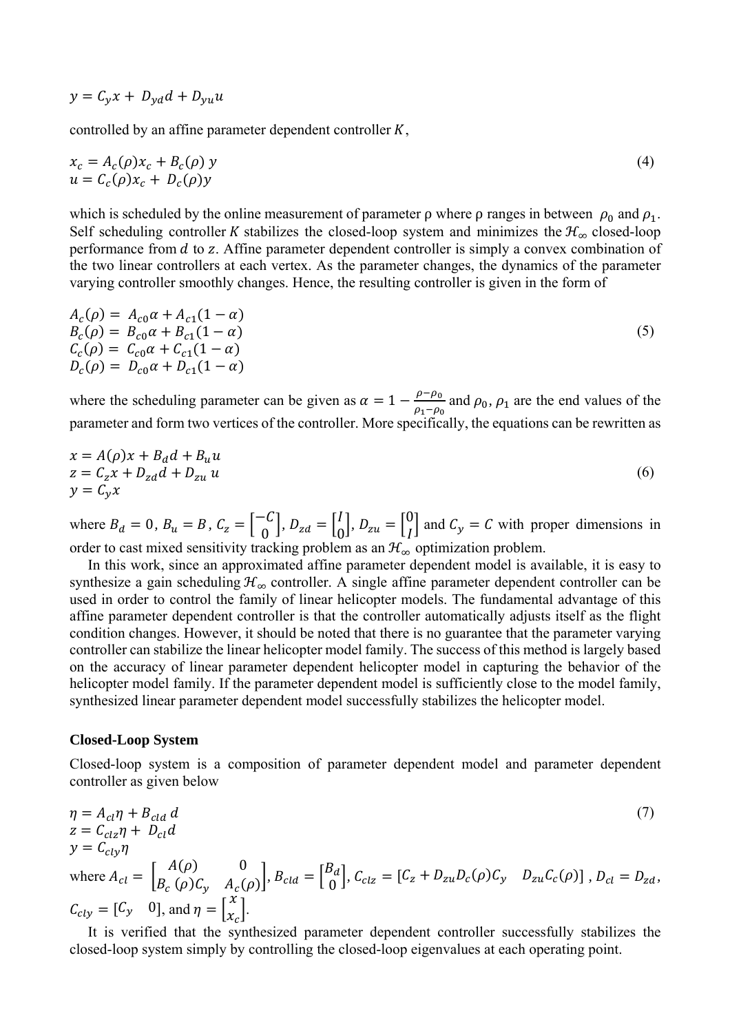$$y = C_y x + D_{yd} d + D_{yu} u$$

controlled by an affine parameter dependent controller $K$,

$$\begin{aligned} x_c &= A_c(\rho) x_c + B_c(\rho)\, y \\ u &= C_c(\rho) x_c + D_c(\rho) y \end{aligned} \tag{4}$$

which is scheduled by the online measurement of parameter ρ where ρ ranges in between $\rho_0$ and $\rho_1$. Self scheduling controller $K$ stabilizes the closed-loop system and minimizes the $\mathcal{H}_\infty$ closed-loop performance from $d$ to $z$. Affine parameter dependent controller is simply a convex combination of the two linear controllers at each vertex. As the parameter changes, the dynamics of the parameter varying controller smoothly changes. Hence, the resulting controller is given in the form of

$$\begin{aligned} A_c(\rho) &= A_{c0}\alpha + A_{c1}(1-\alpha) \\ B_c(\rho) &= B_{c0}\alpha + B_{c1}(1-\alpha) \\ C_c(\rho) &= C_{c0}\alpha + C_{c1}(1-\alpha) \\ D_c(\rho) &= D_{c0}\alpha + D_{c1}(1-\alpha) \end{aligned} \tag{5}$$

where the scheduling parameter can be given as $\alpha = 1 - \frac{\rho - \rho_0}{\rho_1 - \rho_0}$ and $\rho_0$, $\rho_1$ are the end values of the parameter and form two vertices of the controller. More specifically, the equations can be rewritten as

$$\begin{aligned} x &= A(\rho)x + B_d d + B_u u \\ z &= C_z x + D_{zd} d + D_{zu}\, u \\ y &= C_y x \end{aligned} \tag{6}$$

where $B_d = 0$, $B_u = B$, $C_z = \begin{bmatrix} -C \\ 0 \end{bmatrix}$, $D_{zd} = \begin{bmatrix} I \\ 0 \end{bmatrix}$, $D_{zu} = \begin{bmatrix} 0 \\ I \end{bmatrix}$ and $C_y = C$ with proper dimensions in order to cast mixed sensitivity tracking problem as an $\mathcal{H}_\infty$ optimization problem.

In this work, since an approximated affine parameter dependent model is available, it is easy to synthesize a gain scheduling $\mathcal{H}_\infty$ controller. A single affine parameter dependent controller can be used in order to control the family of linear helicopter models. The fundamental advantage of this affine parameter dependent controller is that the controller automatically adjusts itself as the flight condition changes. However, it should be noted that there is no guarantee that the parameter varying controller can stabilize the linear helicopter model family. The success of this method is largely based on the accuracy of linear parameter dependent helicopter model in capturing the behavior of the helicopter model family. If the parameter dependent model is sufficiently close to the model family, synthesized linear parameter dependent model successfully stabilizes the helicopter model.

**Closed-Loop System**

Closed-loop system is a composition of parameter dependent model and parameter dependent controller as given below

$$\begin{aligned} \eta &= A_{cl}\eta + B_{cld}\, d \\ z &= C_{clz}\eta + D_{cl} d \\ y &= C_{cly}\eta \end{aligned} \tag{7}$$

where $A_{cl} = \begin{bmatrix} A(\rho) & 0 \\ B_c(\rho)C_y & A_c(\rho) \end{bmatrix}$, $B_{cld} = \begin{bmatrix} B_d \\ 0 \end{bmatrix}$, $C_{clz} = [C_z + D_{zu}D_c(\rho)C_y \quad D_{zu}C_c(\rho)]$, $D_{cl} = D_{zd}$, $C_{cly} = [C_y \quad 0]$, and $\eta = \begin{bmatrix} x \\ x_c \end{bmatrix}$.

It is verified that the synthesized parameter dependent controller successfully stabilizes the closed-loop system simply by controlling the closed-loop eigenvalues at each operating point.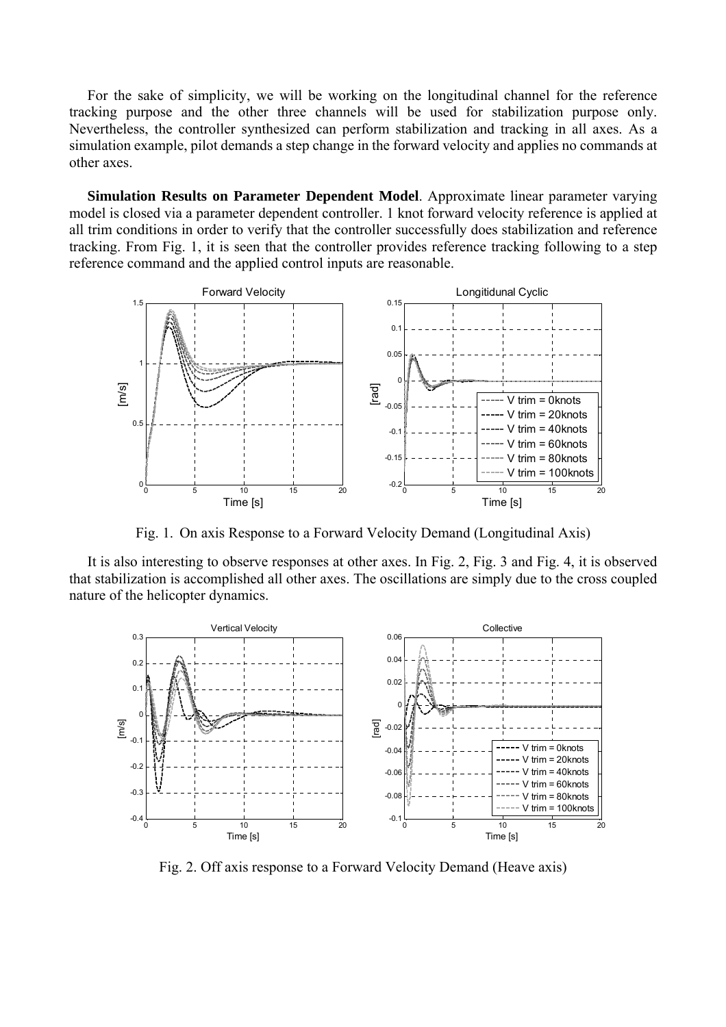For the sake of simplicity, we will be working on the longitudinal channel for the reference tracking purpose and the other three channels will be used for stabilization purpose only. Nevertheless, the controller synthesized can perform stabilization and tracking in all axes. As a simulation example, pilot demands a step change in the forward velocity and applies no commands at other axes.

**Simulation Results on Parameter Dependent Model**. Approximate linear parameter varying model is closed via a parameter dependent controller. 1 knot forward velocity reference is applied at all trim conditions in order to verify that the controller successfully does stabilization and reference tracking. From Fig. 1, it is seen that the controller provides reference tracking following to a step reference command and the applied control inputs are reasonable.

Fig. 1. On axis Response to a Forward Velocity Demand (Longitudinal Axis)

It is also interesting to observe responses at other axes. In Fig. 2, Fig. 3 and Fig. 4, it is observed that stabilization is accomplished all other axes. The oscillations are simply due to the cross coupled nature of the helicopter dynamics.

Fig. 2. Off axis response to a Forward Velocity Demand (Heave axis)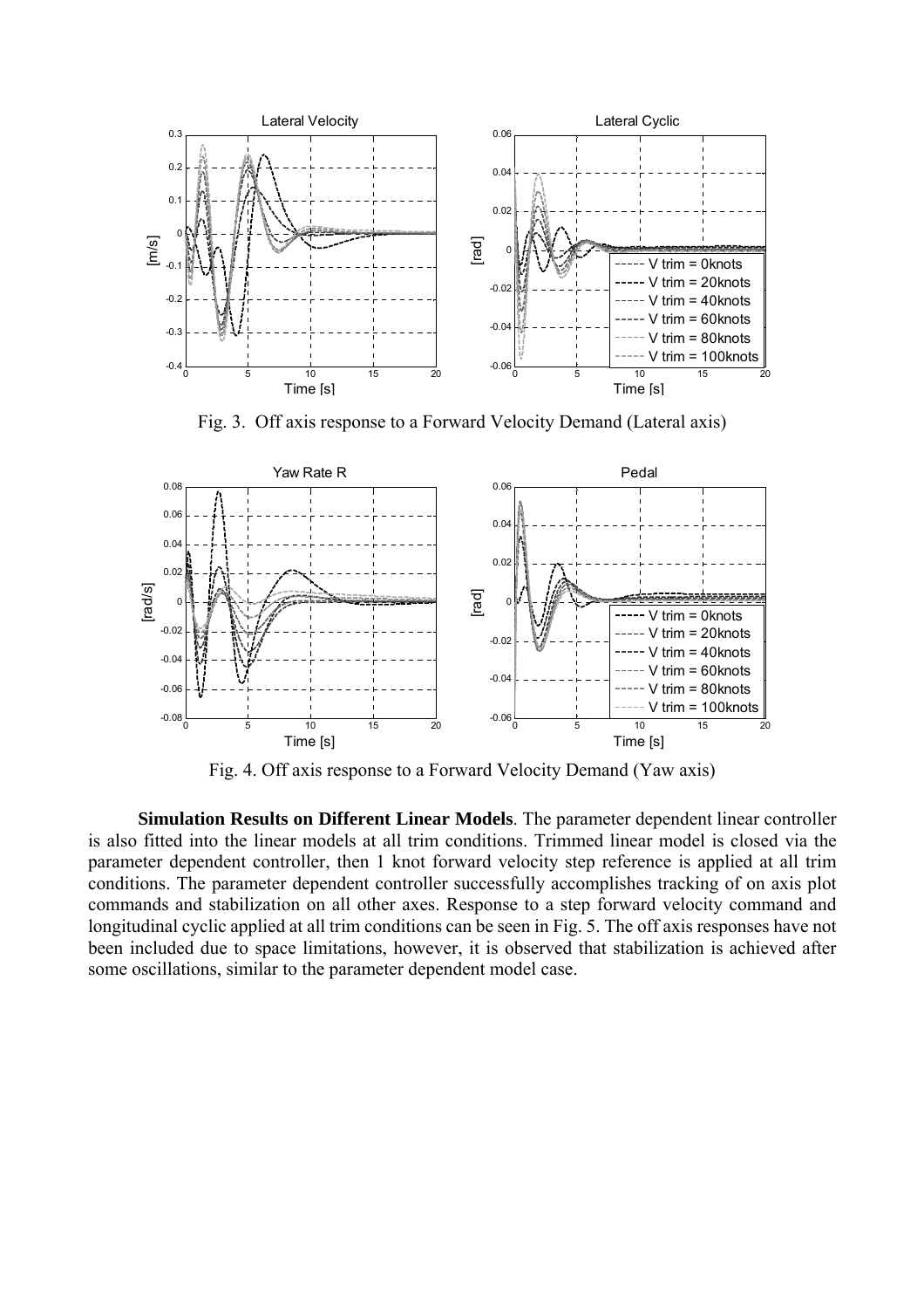Fig. 3. Off axis response to a Forward Velocity Demand (Lateral axis)

Fig. 4. Off axis response to a Forward Velocity Demand (Yaw axis)

**Simulation Results on Different Linear Models**. The parameter dependent linear controller is also fitted into the linear models at all trim conditions. Trimmed linear model is closed via the parameter dependent controller, then 1 knot forward velocity step reference is applied at all trim conditions. The parameter dependent controller successfully accomplishes tracking of on axis plot commands and stabilization on all other axes. Response to a step forward velocity command and longitudinal cyclic applied at all trim conditions can be seen in Fig. 5. The off axis responses have not been included due to space limitations, however, it is observed that stabilization is achieved after some oscillations, similar to the parameter dependent model case.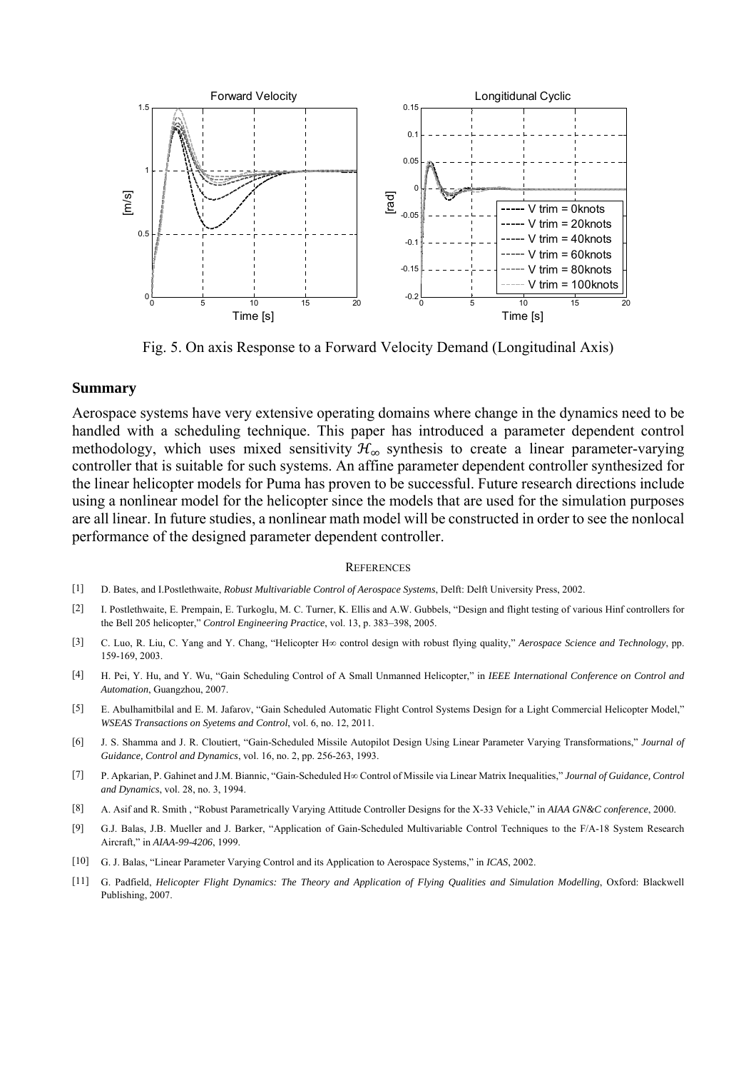Forward Velocity

1.5
1
0.5
0

[m/s]

0 5 10 15 20

Time [s]

Longitidunal Cyclic

0.15
0.1
0.05
0
-0.05
-0.1
-0.15
-0.2

[rad]

0 5 10 15 20

Time [s]

V trim = 0knots
V trim = 20knots
V trim = 40knots
V trim = 60knots
V trim = 80knots
V trim = 100knots

Fig. 5. On axis Response to a Forward Velocity Demand (Longitudinal Axis)

## Summary

Aerospace systems have very extensive operating domains where change in the dynamics need to be handled with a scheduling technique. This paper has introduced a parameter dependent control methodology, which uses mixed sensitivity $\mathcal{H}_\infty$ synthesis to create a linear parameter-varying controller that is suitable for such systems. An affine parameter dependent controller synthesized for the linear helicopter models for Puma has proven to be successful. Future research directions include using a nonlinear model for the helicopter since the models that are used for the simulation purposes are all linear. In future studies, a nonlinear math model will be constructed in order to see the nonlocal performance of the designed parameter dependent controller.

### References

[1] D. Bates, and I.Postlethwaite, *Robust Multivariable Control of Aerospace Systems*, Delft: Delft University Press, 2002.

[2] I. Postlethwaite, E. Prempain, E. Turkoglu, M. C. Turner, K. Ellis and A.W. Gubbels, "Design and flight testing of various Hinf controllers for the Bell 205 helicopter," *Control Engineering Practice*, vol. 13, p. 383–398, 2005.

[3] C. Luo, R. Liu, C. Yang and Y. Chang, "Helicopter H∞ control design with robust flying quality," *Aerospace Science and Technology*, pp. 159-169, 2003.

[4] H. Pei, Y. Hu, and Y. Wu, "Gain Scheduling Control of A Small Unmanned Helicopter," in *IEEE International Conference on Control and Automation*, Guangzhou, 2007.

[5] E. Abulhamitbilal and E. M. Jafarov, "Gain Scheduled Automatic Flight Control Systems Design for a Light Commercial Helicopter Model," *WSEAS Transactions on Syetems and Control*, vol. 6, no. 12, 2011.

[6] J. S. Shamma and J. R. Cloutiert, "Gain-Scheduled Missile Autopilot Design Using Linear Parameter Varying Transformations," *Journal of Guidance, Control and Dynamics*, vol. 16, no. 2, pp. 256-263, 1993.

[7] P. Apkarian, P. Gahinet and J.M. Biannic, "Gain-Scheduled H∞ Control of Missile via Linear Matrix Inequalities," *Journal of Guidance, Control and Dynamics*, vol. 28, no. 3, 1994.

[8] A. Asif and R. Smith , "Robust Parametrically Varying Attitude Controller Designs for the X-33 Vehicle," in *AIAA GN&C conference*, 2000.

[9] G.J. Balas, J.B. Mueller and J. Barker, "Application of Gain-Scheduled Multivariable Control Techniques to the F/A-18 System Research Aircraft," in *AIAA-99-4206*, 1999.

[10] G. J. Balas, "Linear Parameter Varying Control and its Application to Aerospace Systems," in *ICAS*, 2002.

[11] G. Padfield, *Helicopter Flight Dynamics: The Theory and Application of Flying Qualities and Simulation Modelling*, Oxford: Blackwell Publishing, 2007.